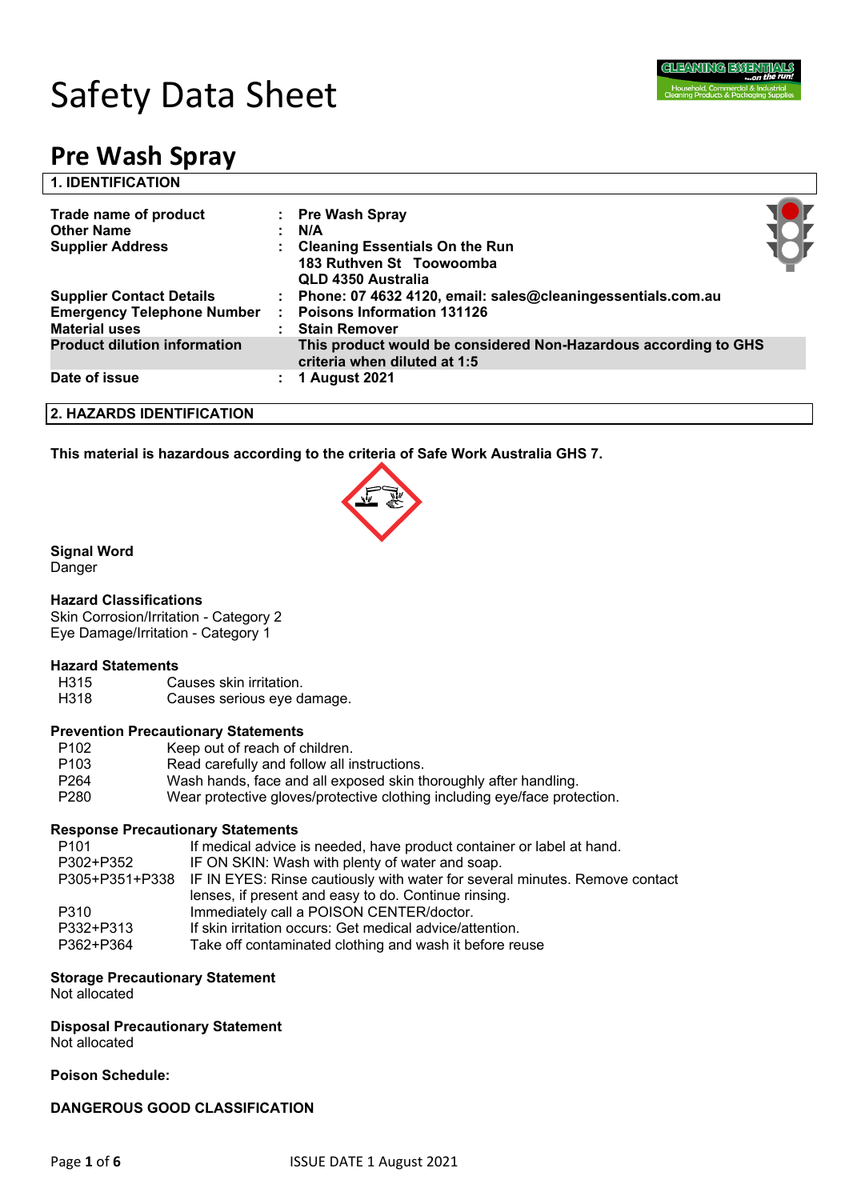# Safety Data Sheet

# Pre Wash Spray

## 1. IDENTIFICATION

| | | |
|---|---|---|
| **Trade name of product** | : | **Pre Wash Spray** |
| **Other Name** | : | **N/A** |
| **Supplier Address** | : | **Cleaning Essentials On the Run**<br>**183 Ruthven St Toowoomba**<br>**QLD 4350 Australia** |
| **Supplier Contact Details** | : | **Phone: 07 4632 4120, email: sales@cleaningessentials.com.au** |
| **Emergency Telephone Number** | : | **Poisons Information 131126** |
| **Material uses** | : | **Stain Remover** |
| **Product dilution information** | | **This product would be considered Non-Hazardous according to GHS criteria when diluted at 1:5** |
| **Date of issue** | : | **1 August 2021** |

## 2. HAZARDS IDENTIFICATION

**This material is hazardous according to the criteria of Safe Work Australia GHS 7.**

**Signal Word**
Danger

**Hazard Classifications**
Skin Corrosion/Irritation - Category 2
Eye Damage/Irritation - Category 1

**Hazard Statements**

| | |
|---|---|
| H315 | Causes skin irritation. |
| H318 | Causes serious eye damage. |

**Prevention Precautionary Statements**

| | |
|---|---|
| P102 | Keep out of reach of children. |
| P103 | Read carefully and follow all instructions. |
| P264 | Wash hands, face and all exposed skin thoroughly after handling. |
| P280 | Wear protective gloves/protective clothing including eye/face protection. |

**Response Precautionary Statements**

| | |
|---|---|
| P101 | If medical advice is needed, have product container or label at hand. |
| P302+P352 | IF ON SKIN: Wash with plenty of water and soap. |
| P305+P351+P338 | IF IN EYES: Rinse cautiously with water for several minutes. Remove contact lenses, if present and easy to do. Continue rinsing. |
| P310 | Immediately call a POISON CENTER/doctor. |
| P332+P313 | If skin irritation occurs: Get medical advice/attention. |
| P362+P364 | Take off contaminated clothing and wash it before reuse |

**Storage Precautionary Statement**
Not allocated

**Disposal Precautionary Statement**
Not allocated

**Poison Schedule:**

**DANGEROUS GOOD CLASSIFICATION**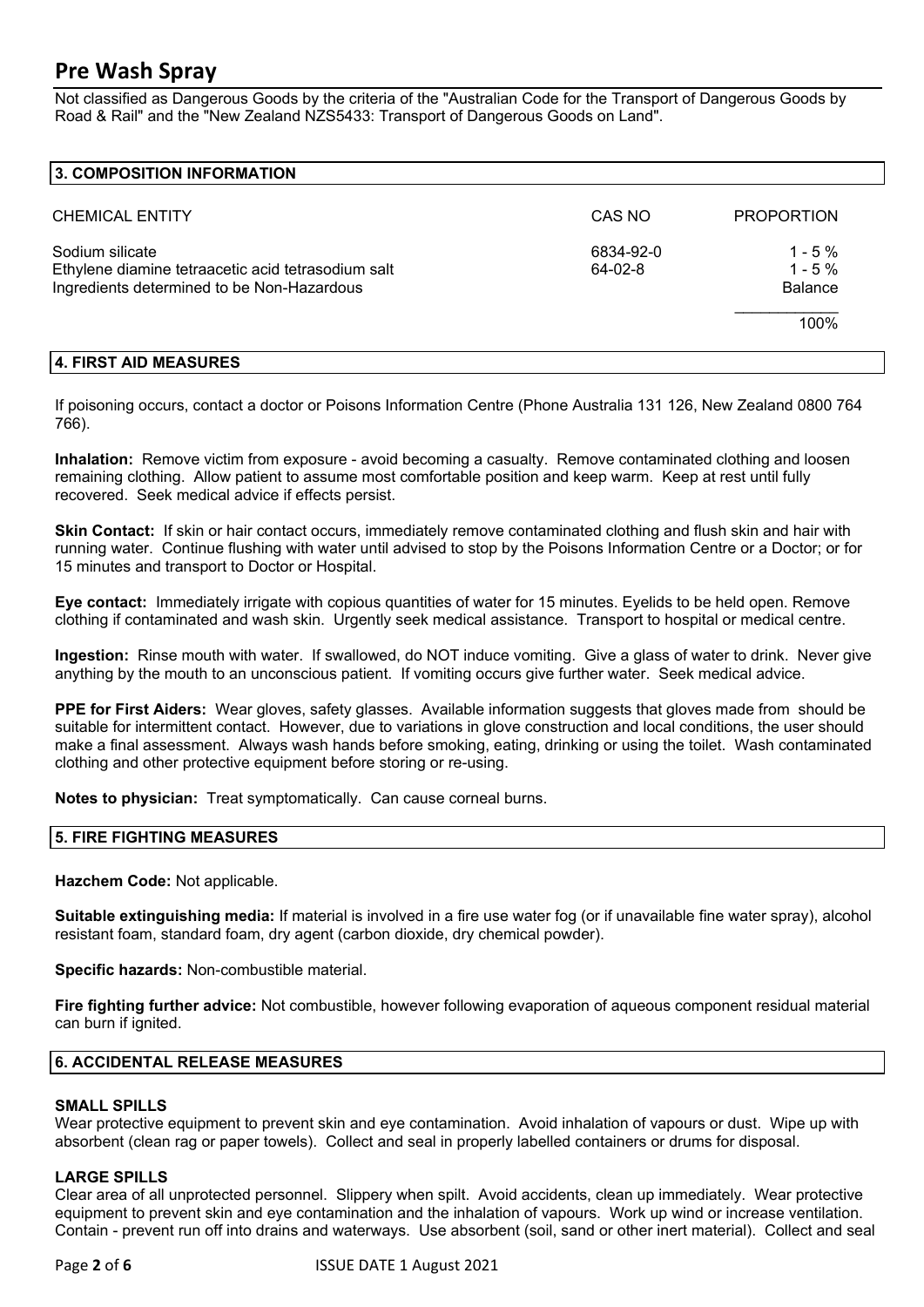Not classified as Dangerous Goods by the criteria of the "Australian Code for the Transport of Dangerous Goods by Road & Rail" and the "New Zealand NZS5433: Transport of Dangerous Goods on Land".

## 3. COMPOSITION INFORMATION

| CHEMICAL ENTITY | CAS NO | PROPORTION |
|---|---|---|
| Sodium silicate | 6834-92-0 | 1 - 5 % |
| Ethylene diamine tetraacetic acid tetrasodium salt | 64-02-8 | 1 - 5 % |
| Ingredients determined to be Non-Hazardous | | Balance |
| | | 100% |

## 4. FIRST AID MEASURES

If poisoning occurs, contact a doctor or Poisons Information Centre (Phone Australia 131 126, New Zealand 0800 764 766).

**Inhalation:** Remove victim from exposure - avoid becoming a casualty. Remove contaminated clothing and loosen remaining clothing. Allow patient to assume most comfortable position and keep warm. Keep at rest until fully recovered. Seek medical advice if effects persist.

**Skin Contact:** If skin or hair contact occurs, immediately remove contaminated clothing and flush skin and hair with running water. Continue flushing with water until advised to stop by the Poisons Information Centre or a Doctor; or for 15 minutes and transport to Doctor or Hospital.

**Eye contact:** Immediately irrigate with copious quantities of water for 15 minutes. Eyelids to be held open. Remove clothing if contaminated and wash skin. Urgently seek medical assistance. Transport to hospital or medical centre.

**Ingestion:** Rinse mouth with water. If swallowed, do NOT induce vomiting. Give a glass of water to drink. Never give anything by the mouth to an unconscious patient. If vomiting occurs give further water. Seek medical advice.

**PPE for First Aiders:** Wear gloves, safety glasses. Available information suggests that gloves made from should be suitable for intermittent contact. However, due to variations in glove construction and local conditions, the user should make a final assessment. Always wash hands before smoking, eating, drinking or using the toilet. Wash contaminated clothing and other protective equipment before storing or re-using.

**Notes to physician:** Treat symptomatically. Can cause corneal burns.

## 5. FIRE FIGHTING MEASURES

**Hazchem Code:** Not applicable.

**Suitable extinguishing media:** If material is involved in a fire use water fog (or if unavailable fine water spray), alcohol resistant foam, standard foam, dry agent (carbon dioxide, dry chemical powder).

**Specific hazards:** Non-combustible material.

**Fire fighting further advice:** Not combustible, however following evaporation of aqueous component residual material can burn if ignited.

## 6. ACCIDENTAL RELEASE MEASURES

### SMALL SPILLS

Wear protective equipment to prevent skin and eye contamination. Avoid inhalation of vapours or dust. Wipe up with absorbent (clean rag or paper towels). Collect and seal in properly labelled containers or drums for disposal.

### LARGE SPILLS

Clear area of all unprotected personnel. Slippery when spilt. Avoid accidents, clean up immediately. Wear protective equipment to prevent skin and eye contamination and the inhalation of vapours. Work up wind or increase ventilation. Contain - prevent run off into drains and waterways. Use absorbent (soil, sand or other inert material). Collect and seal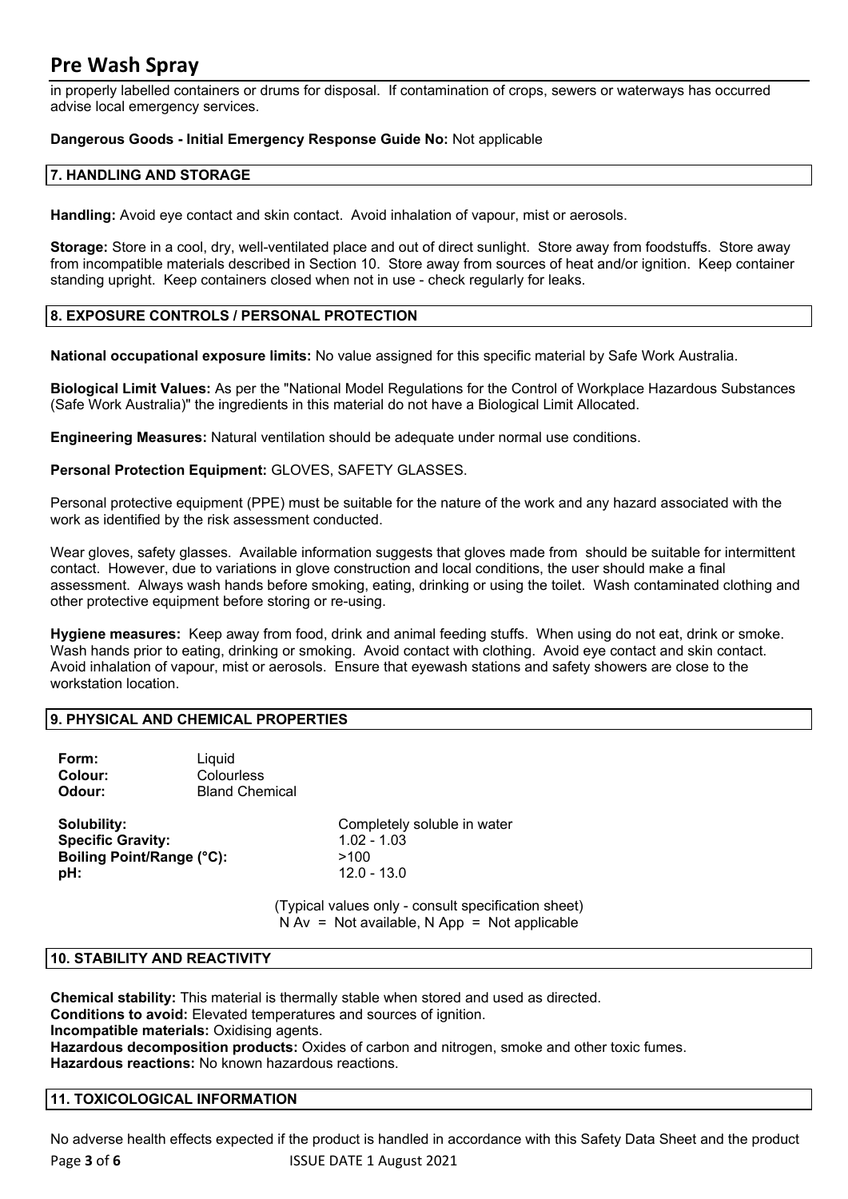in properly labelled containers or drums for disposal. If contamination of crops, sewers or waterways has occurred advise local emergency services.

**Dangerous Goods - Initial Emergency Response Guide No:** Not applicable

## 7. HANDLING AND STORAGE

**Handling:** Avoid eye contact and skin contact. Avoid inhalation of vapour, mist or aerosols.

**Storage:** Store in a cool, dry, well-ventilated place and out of direct sunlight. Store away from foodstuffs. Store away from incompatible materials described in Section 10. Store away from sources of heat and/or ignition. Keep container standing upright. Keep containers closed when not in use - check regularly for leaks.

## 8. EXPOSURE CONTROLS / PERSONAL PROTECTION

**National occupational exposure limits:** No value assigned for this specific material by Safe Work Australia.

**Biological Limit Values:** As per the "National Model Regulations for the Control of Workplace Hazardous Substances (Safe Work Australia)" the ingredients in this material do not have a Biological Limit Allocated.

**Engineering Measures:** Natural ventilation should be adequate under normal use conditions.

**Personal Protection Equipment:** GLOVES, SAFETY GLASSES.

Personal protective equipment (PPE) must be suitable for the nature of the work and any hazard associated with the work as identified by the risk assessment conducted.

Wear gloves, safety glasses. Available information suggests that gloves made from should be suitable for intermittent contact. However, due to variations in glove construction and local conditions, the user should make a final assessment. Always wash hands before smoking, eating, drinking or using the toilet. Wash contaminated clothing and other protective equipment before storing or re-using.

**Hygiene measures:** Keep away from food, drink and animal feeding stuffs. When using do not eat, drink or smoke. Wash hands prior to eating, drinking or smoking. Avoid contact with clothing. Avoid eye contact and skin contact. Avoid inhalation of vapour, mist or aerosols. Ensure that eyewash stations and safety showers are close to the workstation location.

## 9. PHYSICAL AND CHEMICAL PROPERTIES

| | |
|---|---|
| **Form:** | Liquid |
| **Colour:** | Colourless |
| **Odour:** | Bland Chemical |

| | |
|---|---|
| **Solubility:** | Completely soluble in water |
| **Specific Gravity:** | 1.02 - 1.03 |
| **Boiling Point/Range (°C):** | >100 |
| **pH:** | 12.0 - 13.0 |

(Typical values only - consult specification sheet)
N Av = Not available, N App = Not applicable

## 10. STABILITY AND REACTIVITY

**Chemical stability:** This material is thermally stable when stored and used as directed.
**Conditions to avoid:** Elevated temperatures and sources of ignition.
**Incompatible materials:** Oxidising agents.
**Hazardous decomposition products:** Oxides of carbon and nitrogen, smoke and other toxic fumes.
**Hazardous reactions:** No known hazardous reactions.

## 11. TOXICOLOGICAL INFORMATION

No adverse health effects expected if the product is handled in accordance with this Safety Data Sheet and the product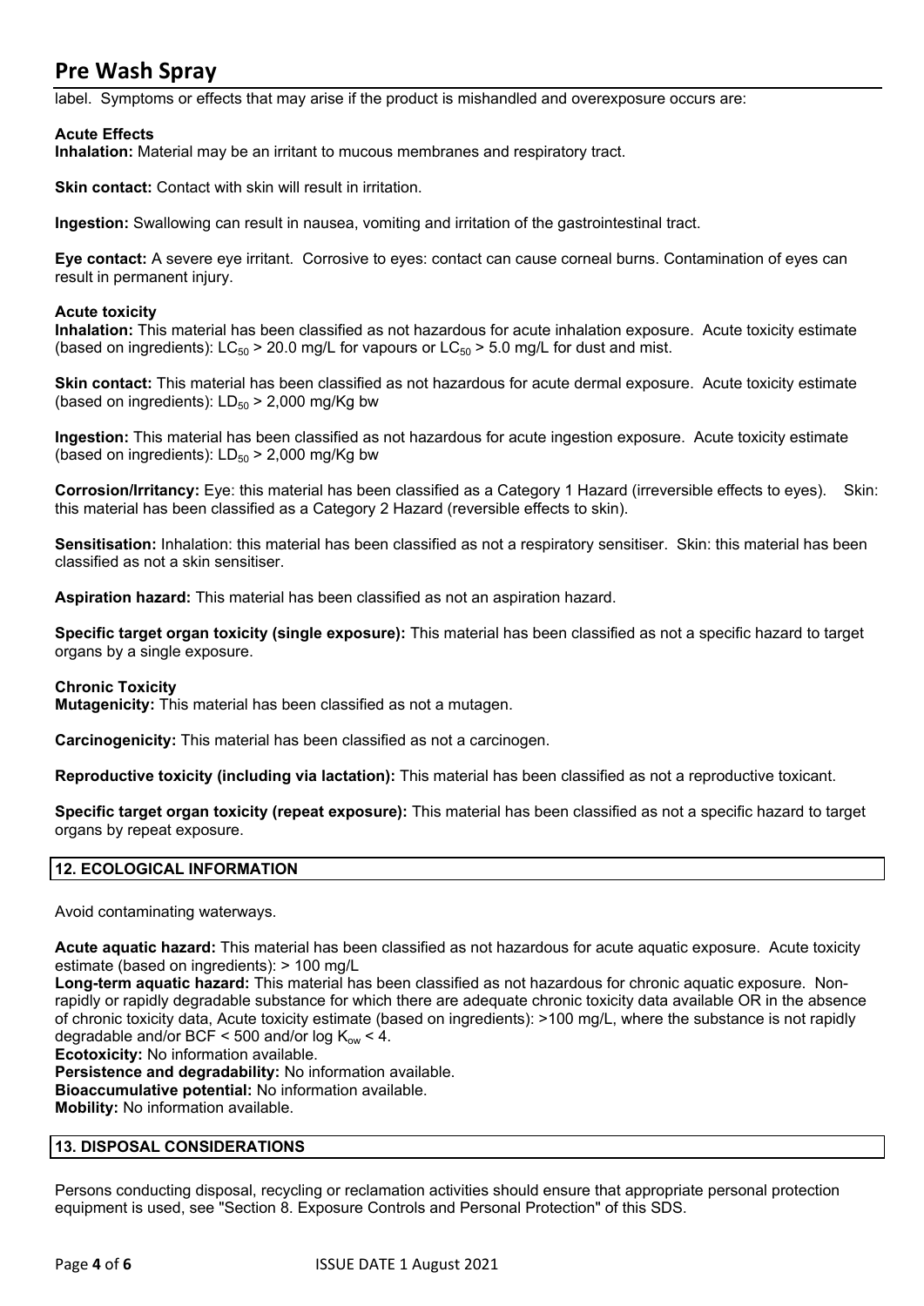label. Symptoms or effects that may arise if the product is mishandled and overexposure occurs are:

**Acute Effects**

**Inhalation:** Material may be an irritant to mucous membranes and respiratory tract.

**Skin contact:** Contact with skin will result in irritation.

**Ingestion:** Swallowing can result in nausea, vomiting and irritation of the gastrointestinal tract.

**Eye contact:** A severe eye irritant. Corrosive to eyes: contact can cause corneal burns. Contamination of eyes can result in permanent injury.

**Acute toxicity**

**Inhalation:** This material has been classified as not hazardous for acute inhalation exposure. Acute toxicity estimate (based on ingredients): $LC_{50}$ > 20.0 mg/L for vapours or $LC_{50}$ > 5.0 mg/L for dust and mist.

**Skin contact:** This material has been classified as not hazardous for acute dermal exposure. Acute toxicity estimate (based on ingredients): $LD_{50}$ > 2,000 mg/Kg bw

**Ingestion:** This material has been classified as not hazardous for acute ingestion exposure. Acute toxicity estimate (based on ingredients): $LD_{50}$ > 2,000 mg/Kg bw

**Corrosion/Irritancy:** Eye: this material has been classified as a Category 1 Hazard (irreversible effects to eyes). Skin: this material has been classified as a Category 2 Hazard (reversible effects to skin).

**Sensitisation:** Inhalation: this material has been classified as not a respiratory sensitiser. Skin: this material has been classified as not a skin sensitiser.

**Aspiration hazard:** This material has been classified as not an aspiration hazard.

**Specific target organ toxicity (single exposure):** This material has been classified as not a specific hazard to target organs by a single exposure.

**Chronic Toxicity**

**Mutagenicity:** This material has been classified as not a mutagen.

**Carcinogenicity:** This material has been classified as not a carcinogen.

**Reproductive toxicity (including via lactation):** This material has been classified as not a reproductive toxicant.

**Specific target organ toxicity (repeat exposure):** This material has been classified as not a specific hazard to target organs by repeat exposure.

## 12. ECOLOGICAL INFORMATION

Avoid contaminating waterways.

**Acute aquatic hazard:** This material has been classified as not hazardous for acute aquatic exposure. Acute toxicity estimate (based on ingredients): > 100 mg/L

**Long-term aquatic hazard:** This material has been classified as not hazardous for chronic aquatic exposure. Non-rapidly or rapidly degradable substance for which there are adequate chronic toxicity data available OR in the absence of chronic toxicity data, Acute toxicity estimate (based on ingredients): >100 mg/L, where the substance is not rapidly degradable and/or BCF < 500 and/or log $K_{ow}$ < 4.

**Ecotoxicity:** No information available.

**Persistence and degradability:** No information available.

**Bioaccumulative potential:** No information available.

**Mobility:** No information available.

## 13. DISPOSAL CONSIDERATIONS

Persons conducting disposal, recycling or reclamation activities should ensure that appropriate personal protection equipment is used, see "Section 8. Exposure Controls and Personal Protection" of this SDS.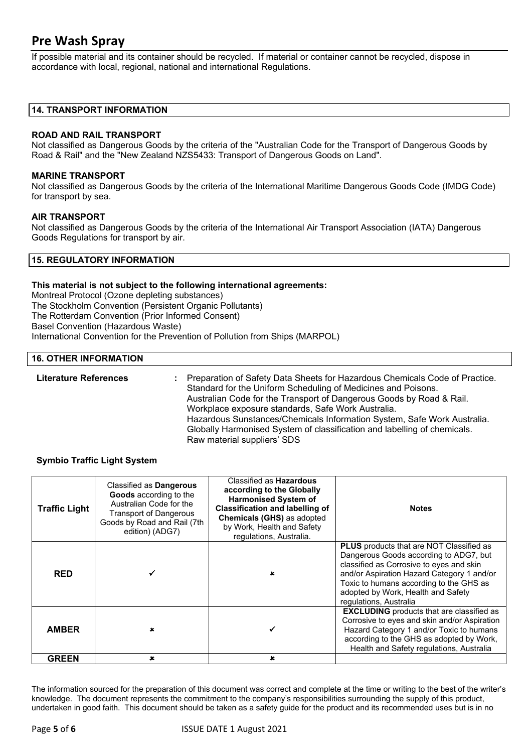If possible material and its container should be recycled. If material or container cannot be recycled, dispose in accordance with local, regional, national and international Regulations.

## 14. TRANSPORT INFORMATION

**ROAD AND RAIL TRANSPORT**
Not classified as Dangerous Goods by the criteria of the "Australian Code for the Transport of Dangerous Goods by Road & Rail" and the "New Zealand NZS5433: Transport of Dangerous Goods on Land".

**MARINE TRANSPORT**
Not classified as Dangerous Goods by the criteria of the International Maritime Dangerous Goods Code (IMDG Code) for transport by sea.

**AIR TRANSPORT**
Not classified as Dangerous Goods by the criteria of the International Air Transport Association (IATA) Dangerous Goods Regulations for transport by air.

## 15. REGULATORY INFORMATION

**This material is not subject to the following international agreements:**
Montreal Protocol (Ozone depleting substances)
The Stockholm Convention (Persistent Organic Pollutants)
The Rotterdam Convention (Prior Informed Consent)
Basel Convention (Hazardous Waste)
International Convention for the Prevention of Pollution from Ships (MARPOL)

## 16. OTHER INFORMATION

**Literature References** : Preparation of Safety Data Sheets for Hazardous Chemicals Code of Practice.
Standard for the Uniform Scheduling of Medicines and Poisons.
Australian Code for the Transport of Dangerous Goods by Road & Rail.
Workplace exposure standards, Safe Work Australia.
Hazardous Sunstances/Chemicals Information System, Safe Work Australia.
Globally Harmonised System of classification and labelling of chemicals.
Raw material suppliers' SDS

**Symbio Traffic Light System**

| Traffic Light | Classified as **Dangerous Goods** according to the Australian Code for the Transport of Dangerous Goods by Road and Rail (7th edition) (ADG7) | Classified as **Hazardous according to the Globally Harmonised System of Classification and labelling of Chemicals (GHS)** as adopted by Work, Health and Safety regulations, Australia. | Notes |
|---|---|---|---|
| **RED** | ✓ | ✗ | **PLUS** products that are NOT Classified as Dangerous Goods according to ADG7, but classified as Corrosive to eyes and skin and/or Aspiration Hazard Category 1 and/or Toxic to humans according to the GHS as adopted by Work, Health and Safety regulations, Australia |
| **AMBER** | ✗ | ✓ | **EXCLUDING** products that are classified as Corrosive to eyes and skin and/or Aspiration Hazard Category 1 and/or Toxic to humans according to the GHS as adopted by Work, Health and Safety regulations, Australia |
| **GREEN** | ✗ | ✗ | |

The information sourced for the preparation of this document was correct and complete at the time or writing to the best of the writer's knowledge. The document represents the commitment to the company's responsibilities surrounding the supply of this product, undertaken in good faith. This document should be taken as a safety guide for the product and its recommended uses but is in no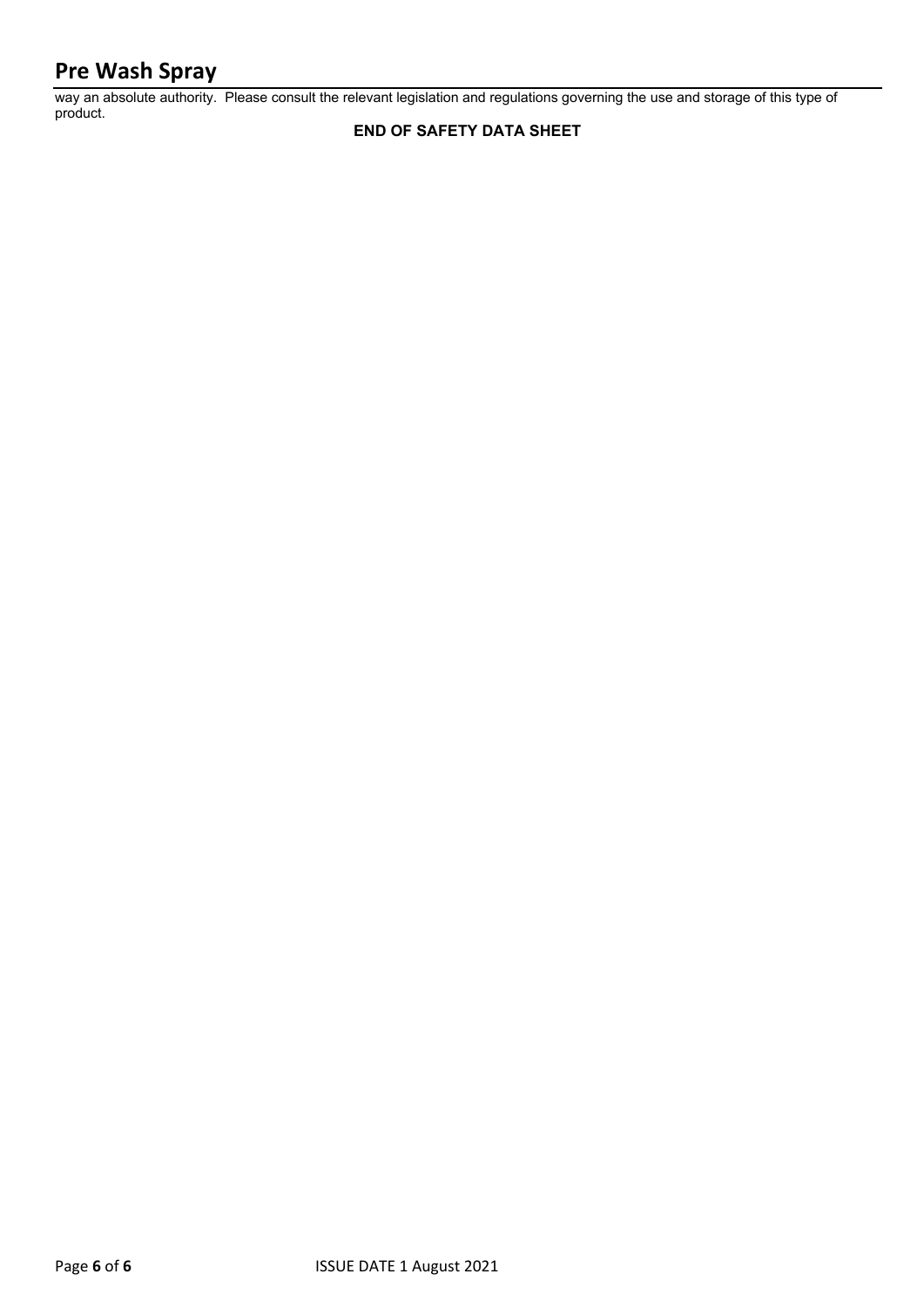way an absolute authority. Please consult the relevant legislation and regulations governing the use and storage of this type of product.

**END OF SAFETY DATA SHEET**